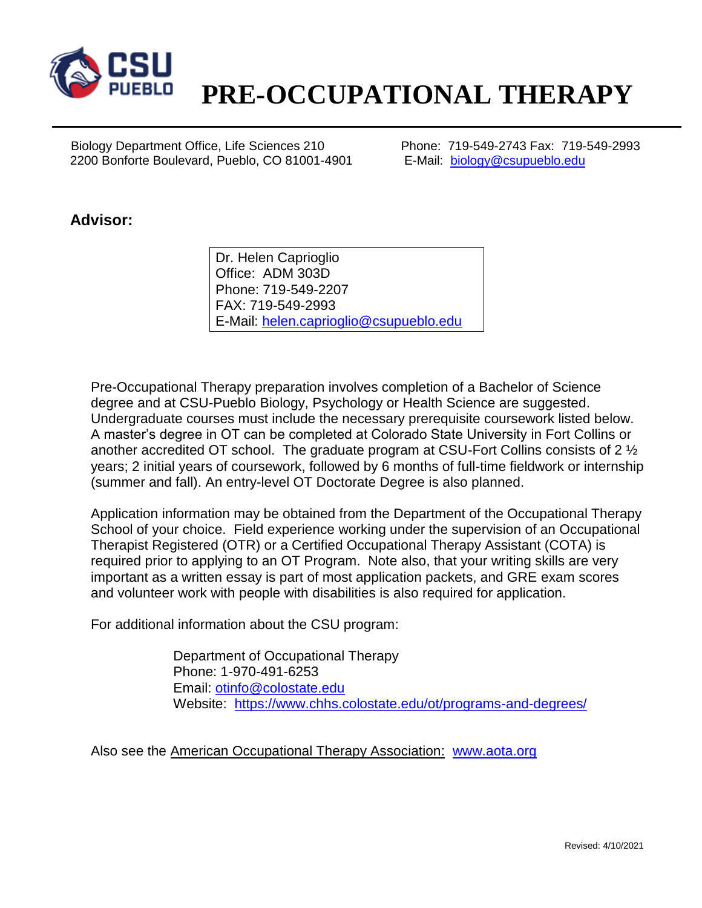# PRE-OCCUPATIONAL THERAPY

Biology Department Office, Life Sciences 210
2200 Bonforte Boulevard, Pueblo, CO 81001-4901

Phone: 719-549-2743 Fax: 719-549-2993
E-Mail: biology@csupueblo.edu

## Advisor:

Dr. Helen Caprioglio
Office: ADM 303D
Phone: 719-549-2207
FAX: 719-549-2993
E-Mail: helen.caprioglio@csupueblo.edu

Pre-Occupational Therapy preparation involves completion of a Bachelor of Science degree and at CSU-Pueblo Biology, Psychology or Health Science are suggested. Undergraduate courses must include the necessary prerequisite coursework listed below. A master's degree in OT can be completed at Colorado State University in Fort Collins or another accredited OT school. The graduate program at CSU-Fort Collins consists of 2 ½ years; 2 initial years of coursework, followed by 6 months of full-time fieldwork or internship (summer and fall). An entry-level OT Doctorate Degree is also planned.

Application information may be obtained from the Department of the Occupational Therapy School of your choice. Field experience working under the supervision of an Occupational Therapist Registered (OTR) or a Certified Occupational Therapy Assistant (COTA) is required prior to applying to an OT Program. Note also, that your writing skills are very important as a written essay is part of most application packets, and GRE exam scores and volunteer work with people with disabilities is also required for application.

For additional information about the CSU program:

Department of Occupational Therapy
Phone: 1-970-491-6253
Email: otinfo@colostate.edu
Website: https://www.chhs.colostate.edu/ot/programs-and-degrees/

Also see the American Occupational Therapy Association: www.aota.org

Revised: 4/10/2021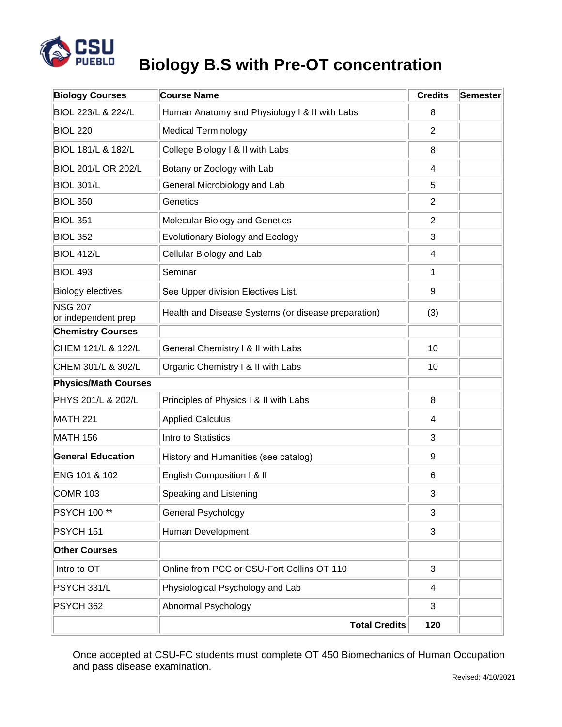# Biology B.S with Pre-OT concentration

| Biology Courses | Course Name | Credits | Semester |
|---|---|---|---|
| BIOL 223/L & 224/L | Human Anatomy and Physiology I & II with Labs | 8 | |
| BIOL 220 | Medical Terminology | 2 | |
| BIOL 181/L & 182/L | College Biology I & II with Labs | 8 | |
| BIOL 201/L OR 202/L | Botany or Zoology with Lab | 4 | |
| BIOL 301/L | General Microbiology and Lab | 5 | |
| BIOL 350 | Genetics | 2 | |
| BIOL 351 | Molecular Biology and Genetics | 2 | |
| BIOL 352 | Evolutionary Biology and Ecology | 3 | |
| BIOL 412/L | Cellular Biology and Lab | 4 | |
| BIOL 493 | Seminar | 1 | |
| Biology electives | See Upper division Electives List. | 9 | |
| NSG 207 or independent prep | Health and Disease Systems (or disease preparation) | (3) | |
| **Chemistry Courses** | | | |
| CHEM 121/L & 122/L | General Chemistry I & II with Labs | 10 | |
| CHEM 301/L & 302/L | Organic Chemistry I & II with Labs | 10 | |
| **Physics/Math Courses** | | | |
| PHYS 201/L & 202/L | Principles of Physics I & II with Labs | 8 | |
| MATH 221 | Applied Calculus | 4 | |
| MATH 156 | Intro to Statistics | 3 | |
| **General Education** | History and Humanities (see catalog) | 9 | |
| ENG 101 & 102 | English Composition I & II | 6 | |
| COMR 103 | Speaking and Listening | 3 | |
| PSYCH 100 ** | General Psychology | 3 | |
| PSYCH 151 | Human Development | 3 | |
| **Other Courses** | | | |
| Intro to OT | Online from PCC or CSU-Fort Collins OT 110 | 3 | |
| PSYCH 331/L | Physiological Psychology and Lab | 4 | |
| PSYCH 362 | Abnormal Psychology | 3 | |
| | **Total Credits** | **120** | |

Once accepted at CSU-FC students must complete OT 450 Biomechanics of Human Occupation and pass disease examination.

Revised: 4/10/2021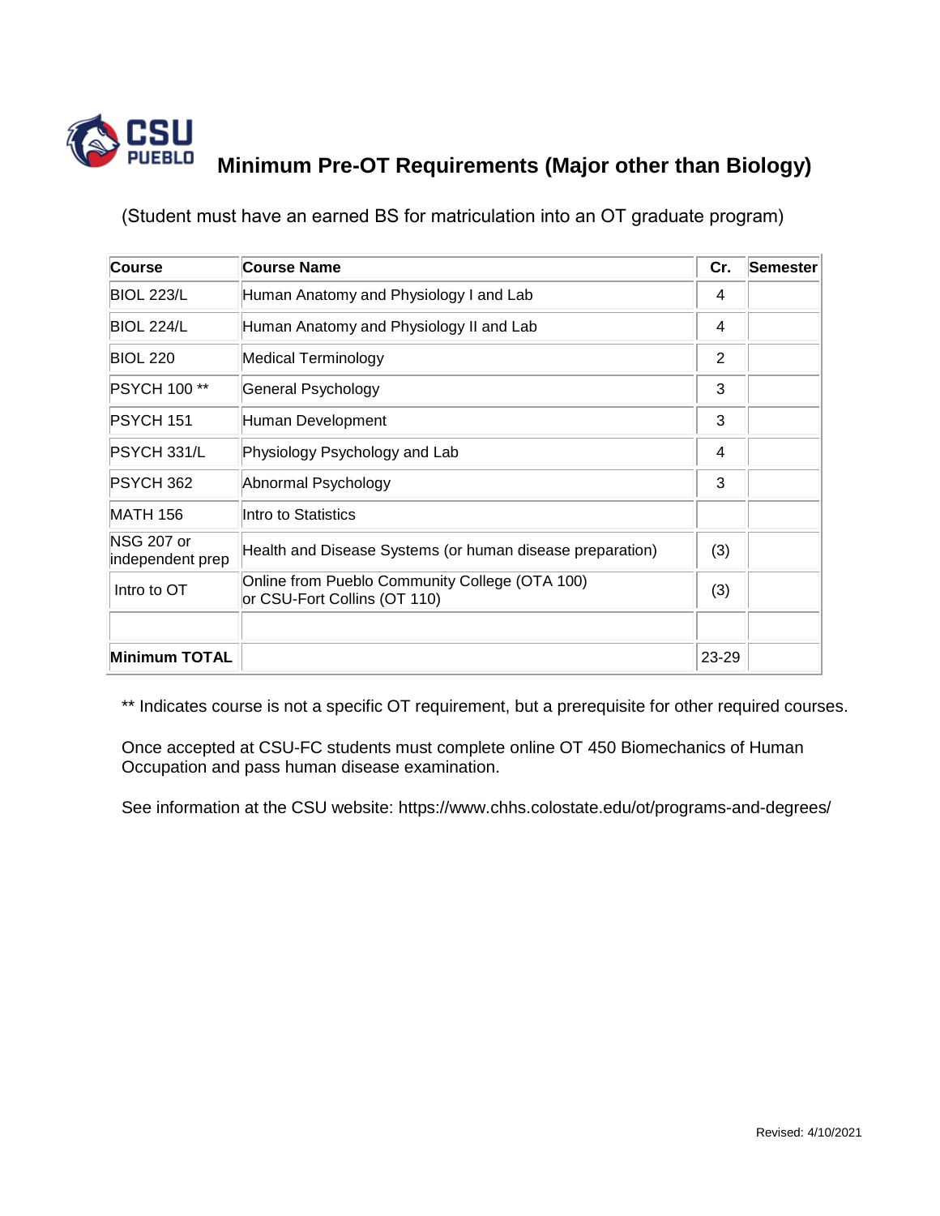# Minimum Pre-OT Requirements (Major other than Biology)

(Student must have an earned BS for matriculation into an OT graduate program)

| Course | Course Name | Cr. | Semester |
|---|---|---|---|
| BIOL 223/L | Human Anatomy and Physiology I and Lab | 4 | |
| BIOL 224/L | Human Anatomy and Physiology II and Lab | 4 | |
| BIOL 220 | Medical Terminology | 2 | |
| PSYCH 100 ** | General Psychology | 3 | |
| PSYCH 151 | Human Development | 3 | |
| PSYCH 331/L | Physiology Psychology and Lab | 4 | |
| PSYCH 362 | Abnormal Psychology | 3 | |
| MATH 156 | Intro to Statistics | | |
| NSG 207 or independent prep | Health and Disease Systems (or human disease preparation) | (3) | |
| Intro to OT | Online from Pueblo Community College (OTA 100) or CSU-Fort Collins (OT 110) | (3) | |
| | | | |
| **Minimum TOTAL** | | 23-29 | |

** Indicates course is not a specific OT requirement, but a prerequisite for other required courses.

Once accepted at CSU-FC students must complete online OT 450 Biomechanics of Human Occupation and pass human disease examination.

See information at the CSU website: https://www.chhs.colostate.edu/ot/programs-and-degrees/

Revised: 4/10/2021